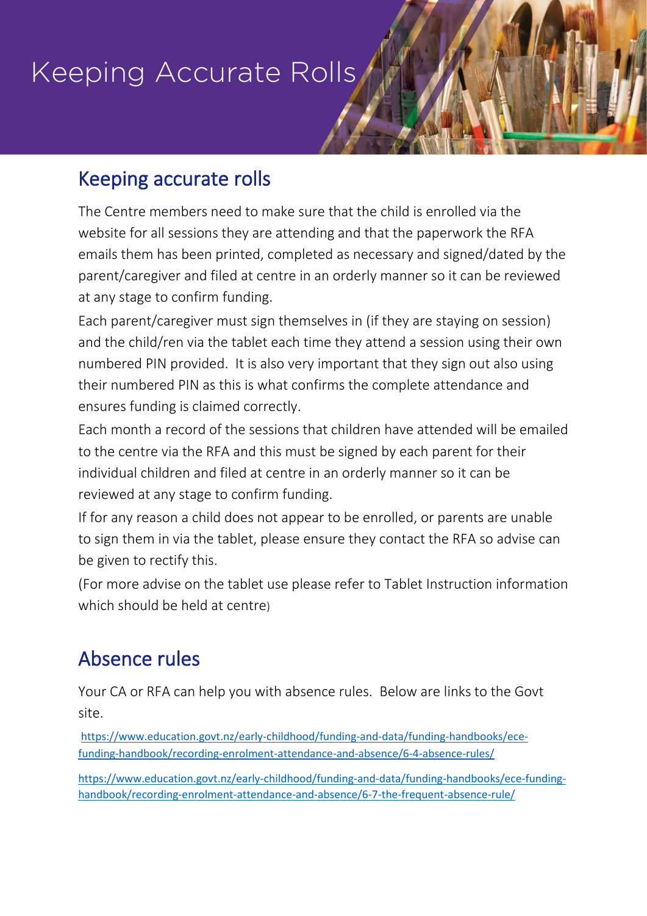# Keeping Accurate Rolls

## Keeping accurate rolls

The Centre members need to make sure that the child is enrolled via the website for all sessions they are attending and that the paperwork the RFA emails them has been printed, completed as necessary and signed/dated by the parent/caregiver and filed at centre in an orderly manner so it can be reviewed at any stage to confirm funding.

Each parent/caregiver must sign themselves in (if they are staying on session) and the child/ren via the tablet each time they attend a session using their own numbered PIN provided. It is also very important that they sign out also using their numbered PIN as this is what confirms the complete attendance and ensures funding is claimed correctly.

Each month a record of the sessions that children have attended will be emailed to the centre via the RFA and this must be signed by each parent for their individual children and filed at centre in an orderly manner so it can be reviewed at any stage to confirm funding.

If for any reason a child does not appear to be enrolled, or parents are unable to sign them in via the tablet, please ensure they contact the RFA so advise can be given to rectify this.

(For more advise on the tablet use please refer to Tablet Instruction information which should be held at centre)

## Absence rules

Your CA or RFA can help you with absence rules. Below are links to the Govt site.

https://www.education.govt.nz/early-childhood/funding-and-data/funding-handbooks/ece-funding-handbook/recording-enrolment-attendance-and-absence/6-4-absence-rules/

https://www.education.govt.nz/early-childhood/funding-and-data/funding-handbooks/ece-funding-handbook/recording-enrolment-attendance-and-absence/6-7-the-frequent-absence-rule/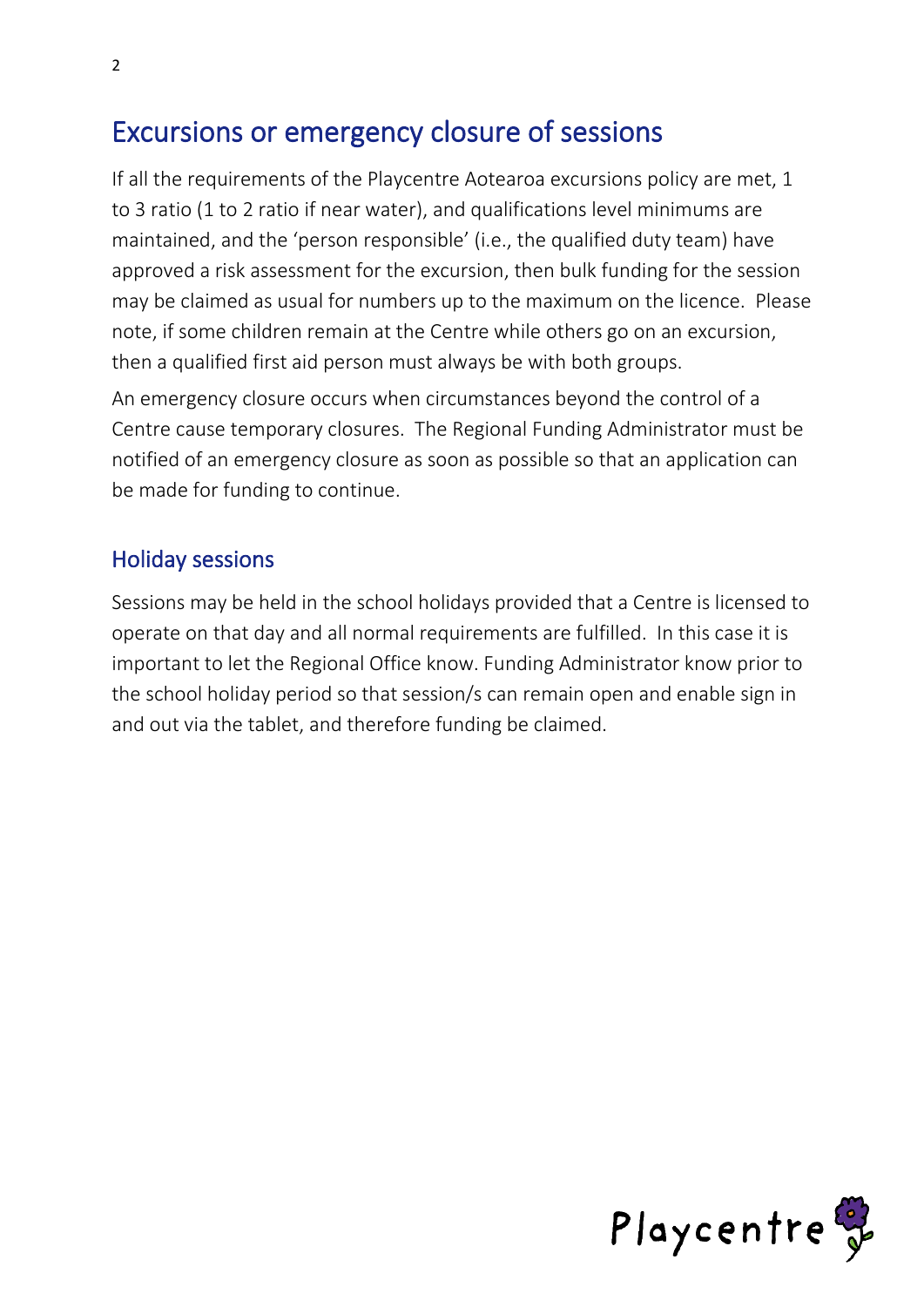## Excursions or emergency closure of sessions

If all the requirements of the Playcentre Aotearoa excursions policy are met, 1 to 3 ratio (1 to 2 ratio if near water), and qualifications level minimums are maintained, and the 'person responsible' (i.e., the qualified duty team) have approved a risk assessment for the excursion, then bulk funding for the session may be claimed as usual for numbers up to the maximum on the licence. Please note, if some children remain at the Centre while others go on an excursion, then a qualified first aid person must always be with both groups.

An emergency closure occurs when circumstances beyond the control of a Centre cause temporary closures. The Regional Funding Administrator must be notified of an emergency closure as soon as possible so that an application can be made for funding to continue.

### Holiday sessions

Sessions may be held in the school holidays provided that a Centre is licensed to operate on that day and all normal requirements are fulfilled. In this case it is important to let the Regional Office know. Funding Administrator know prior to the school holiday period so that session/s can remain open and enable sign in and out via the tablet, and therefore funding be claimed.